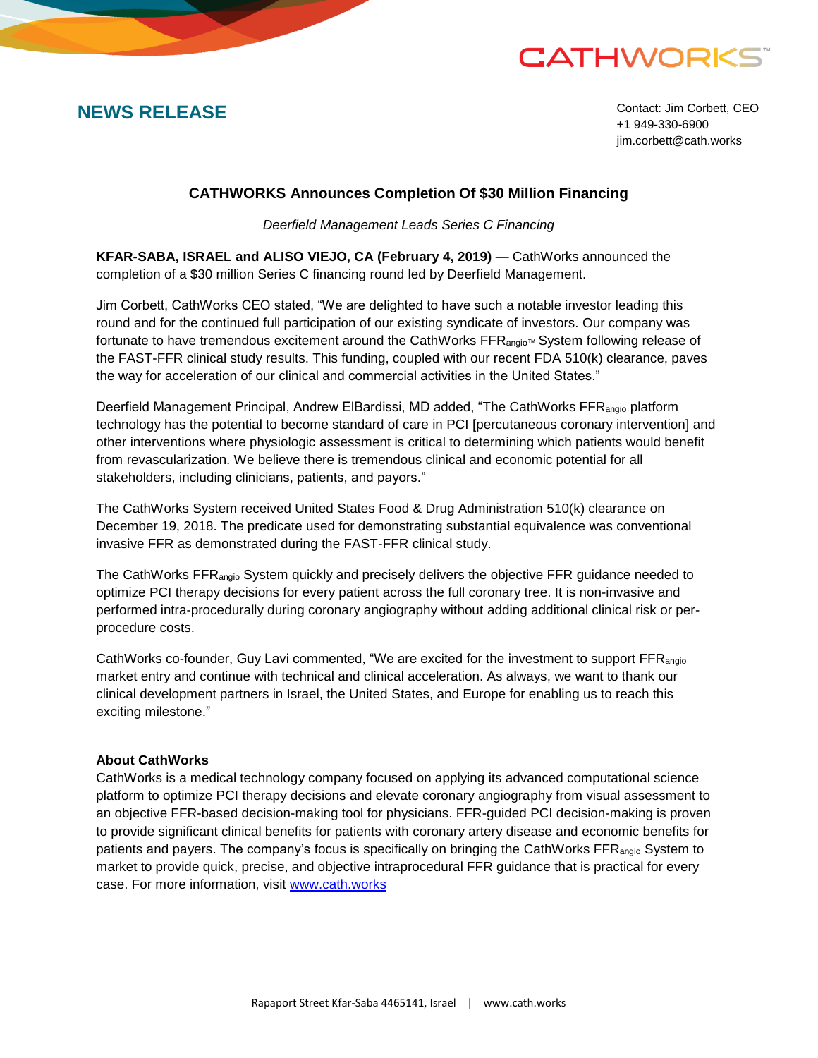CATHWORKS™

## NEWS RELEASE

Contact: Jim Corbett, CEO
+1 949-330-6900
jim.corbett@cath.works

# CATHWORKS Announces Completion Of $30 Million Financing

*Deerfield Management Leads Series C Financing*

**KFAR-SABA, ISRAEL and ALISO VIEJO, CA (February 4, 2019)** — CathWorks announced the completion of a $30 million Series C financing round led by Deerfield Management.

Jim Corbett, CathWorks CEO stated, “We are delighted to have such a notable investor leading this round and for the continued full participation of our existing syndicate of investors. Our company was fortunate to have tremendous excitement around the CathWorks $FFR_{angio}$™ System following release of the FAST-FFR clinical study results. This funding, coupled with our recent FDA 510(k) clearance, paves the way for acceleration of our clinical and commercial activities in the United States.”

Deerfield Management Principal, Andrew ElBardissi, MD added, “The CathWorks $FFR_{angio}$ platform technology has the potential to become standard of care in PCI [percutaneous coronary intervention] and other interventions where physiologic assessment is critical to determining which patients would benefit from revascularization. We believe there is tremendous clinical and economic potential for all stakeholders, including clinicians, patients, and payors.”

The CathWorks System received United States Food & Drug Administration 510(k) clearance on December 19, 2018. The predicate used for demonstrating substantial equivalence was conventional invasive FFR as demonstrated during the FAST-FFR clinical study.

The CathWorks $FFR_{angio}$ System quickly and precisely delivers the objective FFR guidance needed to optimize PCI therapy decisions for every patient across the full coronary tree. It is non-invasive and performed intra-procedurally during coronary angiography without adding additional clinical risk or per-procedure costs.

CathWorks co-founder, Guy Lavi commented, “We are excited for the investment to support $FFR_{angio}$ market entry and continue with technical and clinical acceleration. As always, we want to thank our clinical development partners in Israel, the United States, and Europe for enabling us to reach this exciting milestone.”

**About CathWorks**

CathWorks is a medical technology company focused on applying its advanced computational science platform to optimize PCI therapy decisions and elevate coronary angiography from visual assessment to an objective FFR-based decision-making tool for physicians. FFR-guided PCI decision-making is proven to provide significant clinical benefits for patients with coronary artery disease and economic benefits for patients and payers. The company’s focus is specifically on bringing the CathWorks $FFR_{angio}$ System to market to provide quick, precise, and objective intraprocedural FFR guidance that is practical for every case. For more information, visit [www.cath.works](www.cath.works)

Rapaport Street Kfar-Saba 4465141, Israel | www.cath.works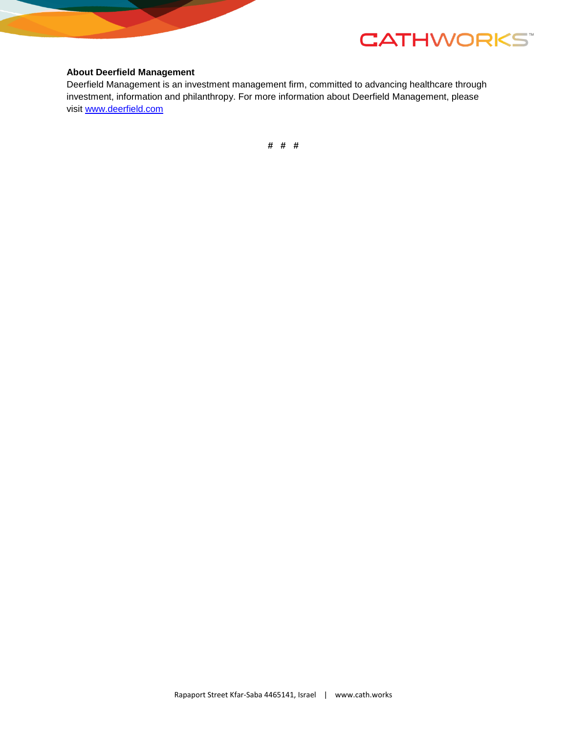**About Deerfield Management**

Deerfield Management is an investment management firm, committed to advancing healthcare through investment, information and philanthropy. For more information about Deerfield Management, please visit www.deerfield.com

# # #